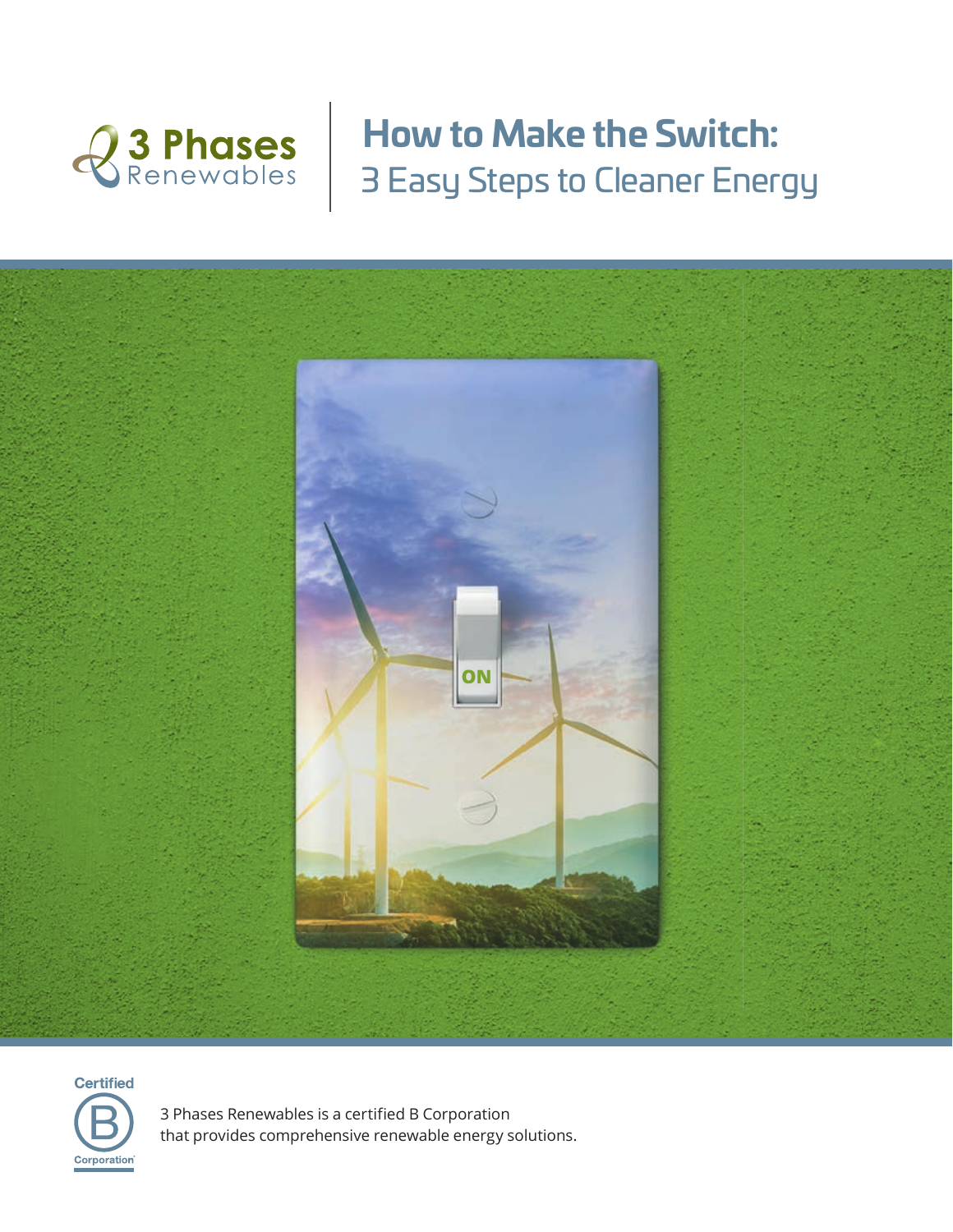3 Phases Renewables

# How to Make the Switch:

## 3 Easy Steps to Cleaner Energy

ON

Certified B Corporation

3 Phases Renewables is a certified B Corporation that provides comprehensive renewable energy solutions.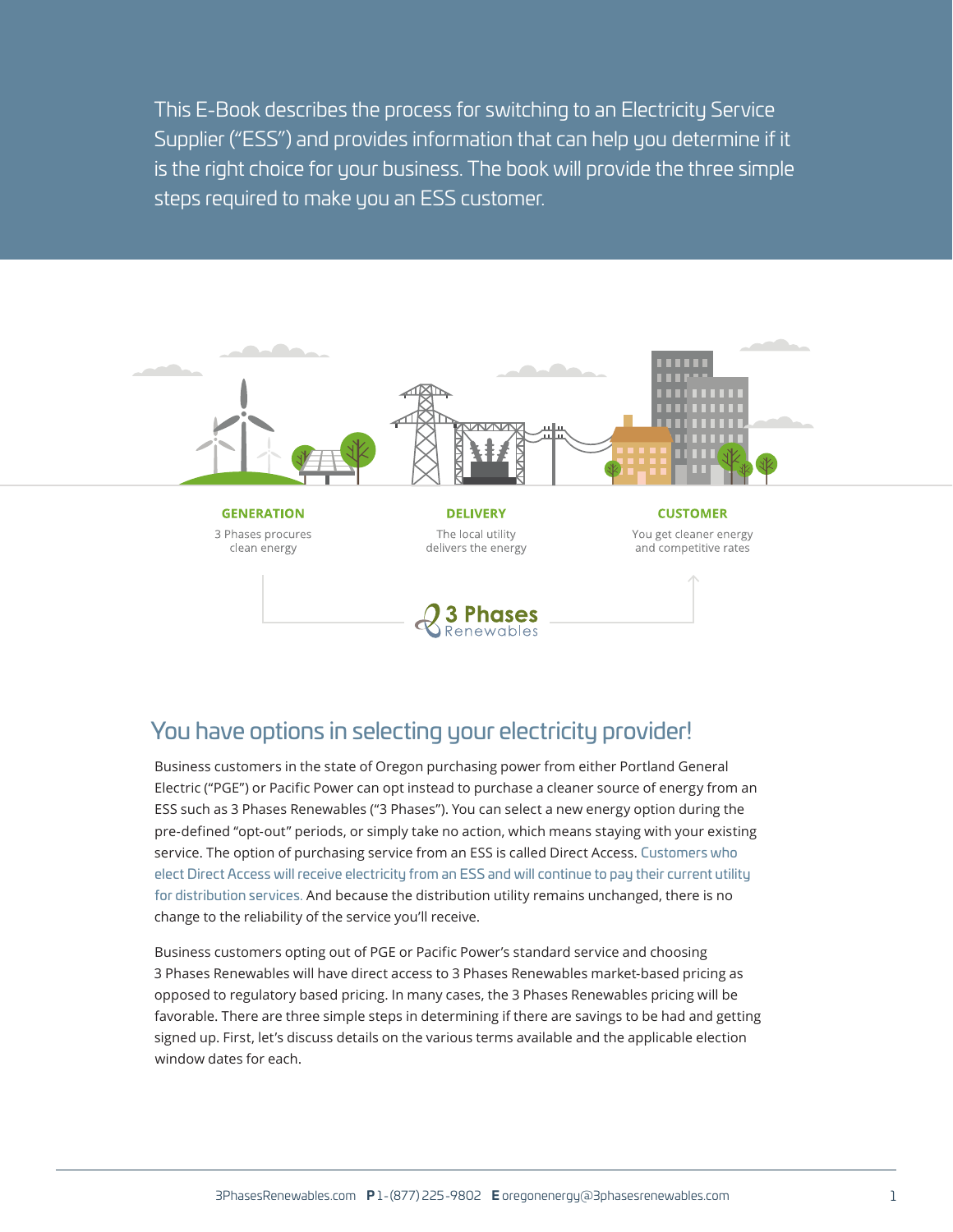This E-Book describes the process for switching to an Electricity Service Supplier ("ESS") and provides information that can help you determine if it is the right choice for your business. The book will provide the three simple steps required to make you an ESS customer.

**GENERATION**
3 Phases procures clean energy

**DELIVERY**
The local utility delivers the energy

**CUSTOMER**
You get cleaner energy and competitive rates

3 Phases Renewables

## You have options in selecting your electricity provider!

Business customers in the state of Oregon purchasing power from either Portland General Electric ("PGE") or Pacific Power can opt instead to purchase a cleaner source of energy from an ESS such as 3 Phases Renewables ("3 Phases"). You can select a new energy option during the pre-defined "opt-out" periods, or simply take no action, which means staying with your existing service. The option of purchasing service from an ESS is called Direct Access. Customers who elect Direct Access will receive electricity from an ESS and will continue to pay their current utility for distribution services. And because the distribution utility remains unchanged, there is no change to the reliability of the service you'll receive.

Business customers opting out of PGE or Pacific Power's standard service and choosing 3 Phases Renewables will have direct access to 3 Phases Renewables market-based pricing as opposed to regulatory based pricing. In many cases, the 3 Phases Renewables pricing will be favorable. There are three simple steps in determining if there are savings to be had and getting signed up. First, let's discuss details on the various terms available and the applicable election window dates for each.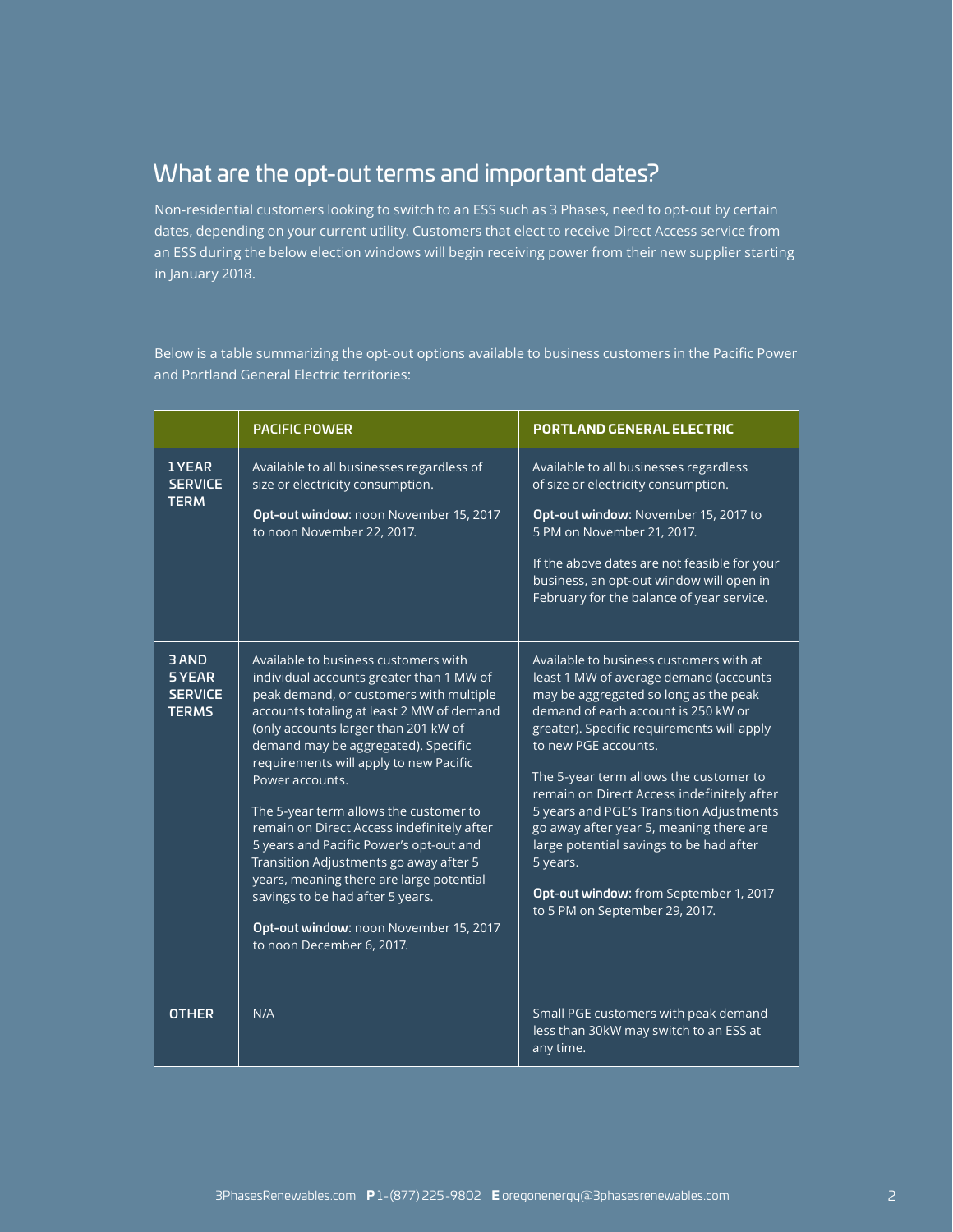## What are the opt-out terms and important dates?

Non-residential customers looking to switch to an ESS such as 3 Phases, need to opt-out by certain dates, depending on your current utility. Customers that elect to receive Direct Access service from an ESS during the below election windows will begin receiving power from their new supplier starting in January 2018.

Below is a table summarizing the opt-out options available to business customers in the Pacific Power and Portland General Electric territories:

| | PACIFIC POWER | PORTLAND GENERAL ELECTRIC |
|---|---|---|
| **1 YEAR SERVICE TERM** | Available to all businesses regardless of size or electricity consumption.<br><br>**Opt-out window:** noon November 15, 2017 to noon November 22, 2017. | Available to all businesses regardless of size or electricity consumption.<br><br>**Opt-out window:** November 15, 2017 to 5 PM on November 21, 2017.<br><br>If the above dates are not feasible for your business, an opt-out window will open in February for the balance of year service. |
| **3 AND 5 YEAR SERVICE TERMS** | Available to business customers with individual accounts greater than 1 MW of peak demand, or customers with multiple accounts totaling at least 2 MW of demand (only accounts larger than 201 kW of demand may be aggregated). Specific requirements will apply to new Pacific Power accounts.<br><br>The 5-year term allows the customer to remain on Direct Access indefinitely after 5 years and Pacific Power's opt-out and Transition Adjustments go away after 5 years, meaning there are large potential savings to be had after 5 years.<br><br>**Opt-out window:** noon November 15, 2017 to noon December 6, 2017. | Available to business customers with at least 1 MW of average demand (accounts may be aggregated so long as the peak demand of each account is 250 kW or greater). Specific requirements will apply to new PGE accounts.<br><br>The 5-year term allows the customer to remain on Direct Access indefinitely after 5 years and PGE's Transition Adjustments go away after year 5, meaning there are large potential savings to be had after 5 years.<br><br>**Opt-out window:** from September 1, 2017 to 5 PM on September 29, 2017. |
| **OTHER** | N/A | Small PGE customers with peak demand less than 30kW may switch to an ESS at any time. |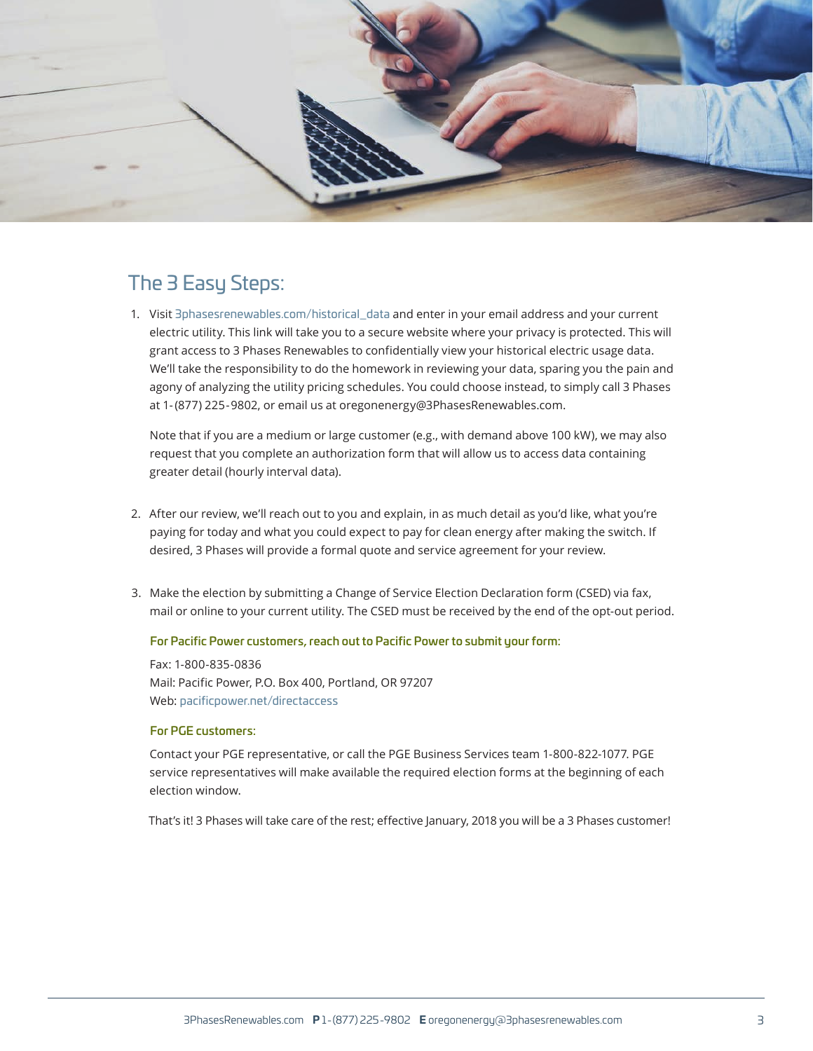## The 3 Easy Steps:

1. Visit 3phasesrenewables.com/historical_data and enter in your email address and your current electric utility. This link will take you to a secure website where your privacy is protected. This will grant access to 3 Phases Renewables to confidentially view your historical electric usage data. We'll take the responsibility to do the homework in reviewing your data, sparing you the pain and agony of analyzing the utility pricing schedules. You could choose instead, to simply call 3 Phases at 1-(877) 225-9802, or email us at oregonenergy@3PhasesRenewables.com.

   Note that if you are a medium or large customer (e.g., with demand above 100 kW), we may also request that you complete an authorization form that will allow us to access data containing greater detail (hourly interval data).

2. After our review, we'll reach out to you and explain, in as much detail as you'd like, what you're paying for today and what you could expect to pay for clean energy after making the switch. If desired, 3 Phases will provide a formal quote and service agreement for your review.

3. Make the election by submitting a Change of Service Election Declaration form (CSED) via fax, mail or online to your current utility. The CSED must be received by the end of the opt-out period.

   **For Pacific Power customers, reach out to Pacific Power to submit your form:**

   Fax: 1-800-835-0836
   Mail: Pacific Power, P.O. Box 400, Portland, OR 97207
   Web: pacificpower.net/directaccess

   **For PGE customers:**

   Contact your PGE representative, or call the PGE Business Services team 1-800-822-1077. PGE service representatives will make available the required election forms at the beginning of each election window.

   That's it! 3 Phases will take care of the rest; effective January, 2018 you will be a 3 Phases customer!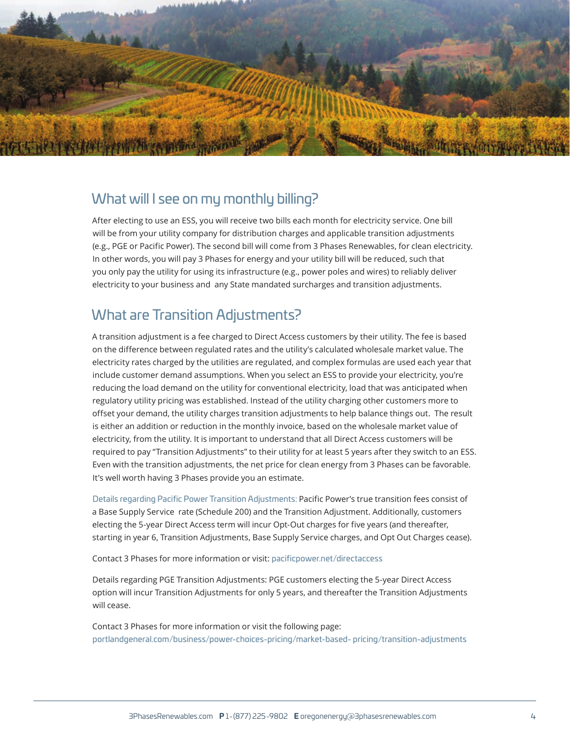## What will I see on my monthly billing?

After electing to use an ESS, you will receive two bills each month for electricity service. One bill will be from your utility company for distribution charges and applicable transition adjustments (e.g., PGE or Pacific Power). The second bill will come from 3 Phases Renewables, for clean electricity. In other words, you will pay 3 Phases for energy and your utility bill will be reduced, such that you only pay the utility for using its infrastructure (e.g., power poles and wires) to reliably deliver electricity to your business and any State mandated surcharges and transition adjustments.

## What are Transition Adjustments?

A transition adjustment is a fee charged to Direct Access customers by their utility. The fee is based on the difference between regulated rates and the utility's calculated wholesale market value. The electricity rates charged by the utilities are regulated, and complex formulas are used each year that include customer demand assumptions. When you select an ESS to provide your electricity, you're reducing the load demand on the utility for conventional electricity, load that was anticipated when regulatory utility pricing was established. Instead of the utility charging other customers more to offset your demand, the utility charges transition adjustments to help balance things out. The result is either an addition or reduction in the monthly invoice, based on the wholesale market value of electricity, from the utility. It is important to understand that all Direct Access customers will be required to pay "Transition Adjustments" to their utility for at least 5 years after they switch to an ESS. Even with the transition adjustments, the net price for clean energy from 3 Phases can be favorable. It's well worth having 3 Phases provide you an estimate.

Details regarding Pacific Power Transition Adjustments: Pacific Power's true transition fees consist of a Base Supply Service rate (Schedule 200) and the Transition Adjustment. Additionally, customers electing the 5-year Direct Access term will incur Opt-Out charges for five years (and thereafter, starting in year 6, Transition Adjustments, Base Supply Service charges, and Opt Out Charges cease).

Contact 3 Phases for more information or visit: pacificpower.net/directaccess

Details regarding PGE Transition Adjustments: PGE customers electing the 5-year Direct Access option will incur Transition Adjustments for only 5 years, and thereafter the Transition Adjustments will cease.

Contact 3 Phases for more information or visit the following page:
portlandgeneral.com/business/power-choices-pricing/market-based- pricing/transition-adjustments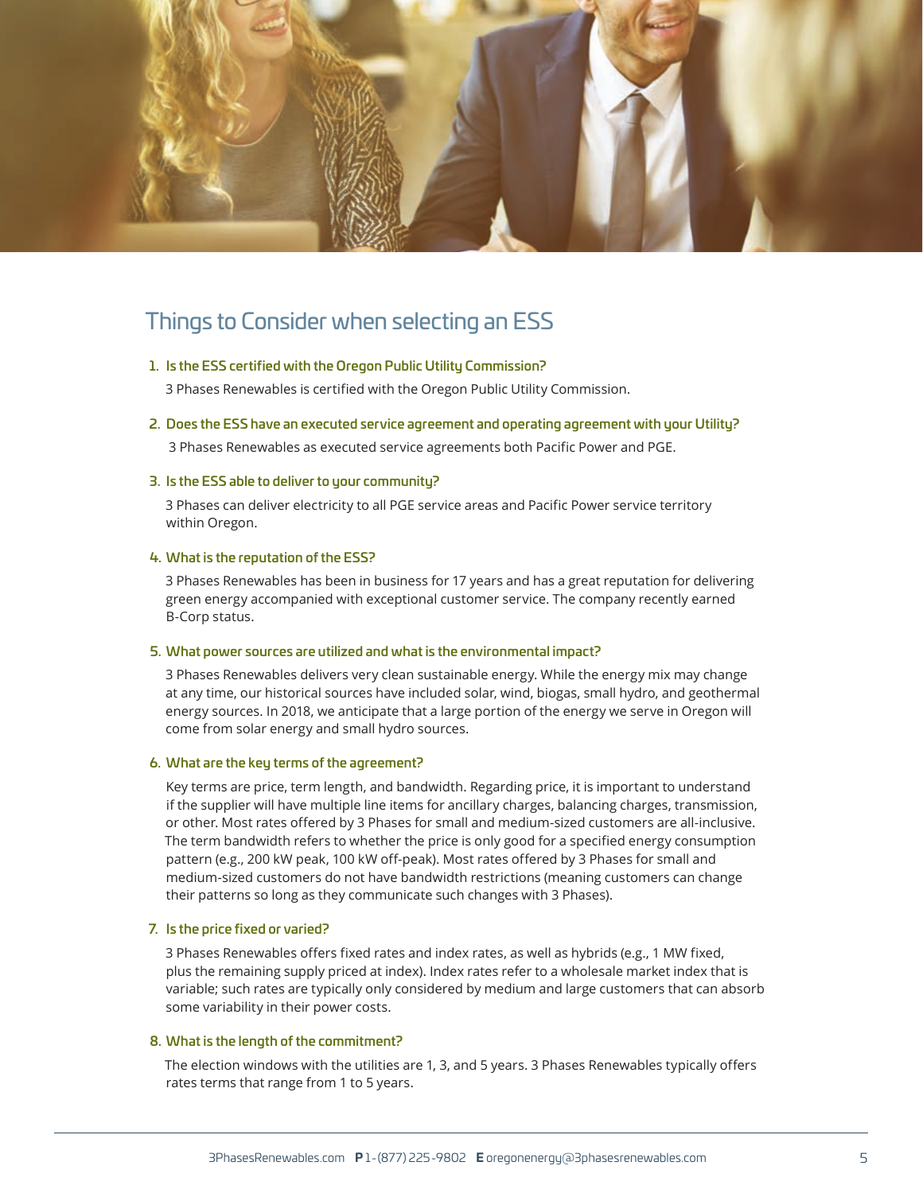## Things to Consider when selecting an ESS

1. **Is the ESS certified with the Oregon Public Utility Commission?**

   3 Phases Renewables is certified with the Oregon Public Utility Commission.

2. **Does the ESS have an executed service agreement and operating agreement with your Utility?**

   3 Phases Renewables as executed service agreements both Pacific Power and PGE.

3. **Is the ESS able to deliver to your community?**

   3 Phases can deliver electricity to all PGE service areas and Pacific Power service territory within Oregon.

4. **What is the reputation of the ESS?**

   3 Phases Renewables has been in business for 17 years and has a great reputation for delivering green energy accompanied with exceptional customer service. The company recently earned B-Corp status.

5. **What power sources are utilized and what is the environmental impact?**

   3 Phases Renewables delivers very clean sustainable energy. While the energy mix may change at any time, our historical sources have included solar, wind, biogas, small hydro, and geothermal energy sources. In 2018, we anticipate that a large portion of the energy we serve in Oregon will come from solar energy and small hydro sources.

6. **What are the key terms of the agreement?**

   Key terms are price, term length, and bandwidth. Regarding price, it is important to understand if the supplier will have multiple line items for ancillary charges, balancing charges, transmission, or other. Most rates offered by 3 Phases for small and medium-sized customers are all-inclusive. The term bandwidth refers to whether the price is only good for a specified energy consumption pattern (e.g., 200 kW peak, 100 kW off-peak). Most rates offered by 3 Phases for small and medium-sized customers do not have bandwidth restrictions (meaning customers can change their patterns so long as they communicate such changes with 3 Phases).

7. **Is the price fixed or varied?**

   3 Phases Renewables offers fixed rates and index rates, as well as hybrids (e.g., 1 MW fixed, plus the remaining supply priced at index). Index rates refer to a wholesale market index that is variable; such rates are typically only considered by medium and large customers that can absorb some variability in their power costs.

8. **What is the length of the commitment?**

   The election windows with the utilities are 1, 3, and 5 years. 3 Phases Renewables typically offers rates terms that range from 1 to 5 years.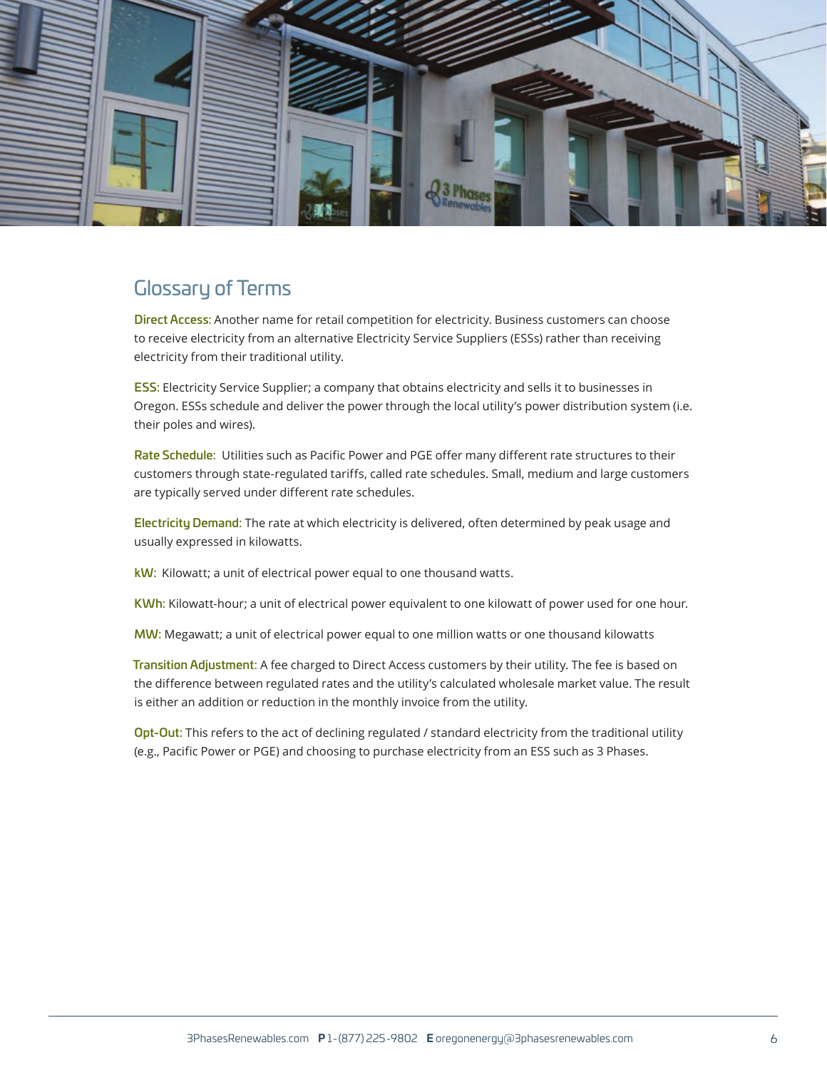## Glossary of Terms

**Direct Access:** Another name for retail competition for electricity. Business customers can choose to receive electricity from an alternative Electricity Service Suppliers (ESSs) rather than receiving electricity from their traditional utility.

**ESS:** Electricity Service Supplier; a company that obtains electricity and sells it to businesses in Oregon. ESSs schedule and deliver the power through the local utility's power distribution system (i.e. their poles and wires).

**Rate Schedule:** Utilities such as Pacific Power and PGE offer many different rate structures to their customers through state-regulated tariffs, called rate schedules. Small, medium and large customers are typically served under different rate schedules.

**Electricity Demand:** The rate at which electricity is delivered, often determined by peak usage and usually expressed in kilowatts.

**kW:** Kilowatt; a unit of electrical power equal to one thousand watts.

**KWh:** Kilowatt-hour; a unit of electrical power equivalent to one kilowatt of power used for one hour.

**MW:** Megawatt; a unit of electrical power equal to one million watts or one thousand kilowatts

**Transition Adjustment:** A fee charged to Direct Access customers by their utility. The fee is based on the difference between regulated rates and the utility's calculated wholesale market value. The result is either an addition or reduction in the monthly invoice from the utility.

**Opt-Out:** This refers to the act of declining regulated / standard electricity from the traditional utility (e.g., Pacific Power or PGE) and choosing to purchase electricity from an ESS such as 3 Phases.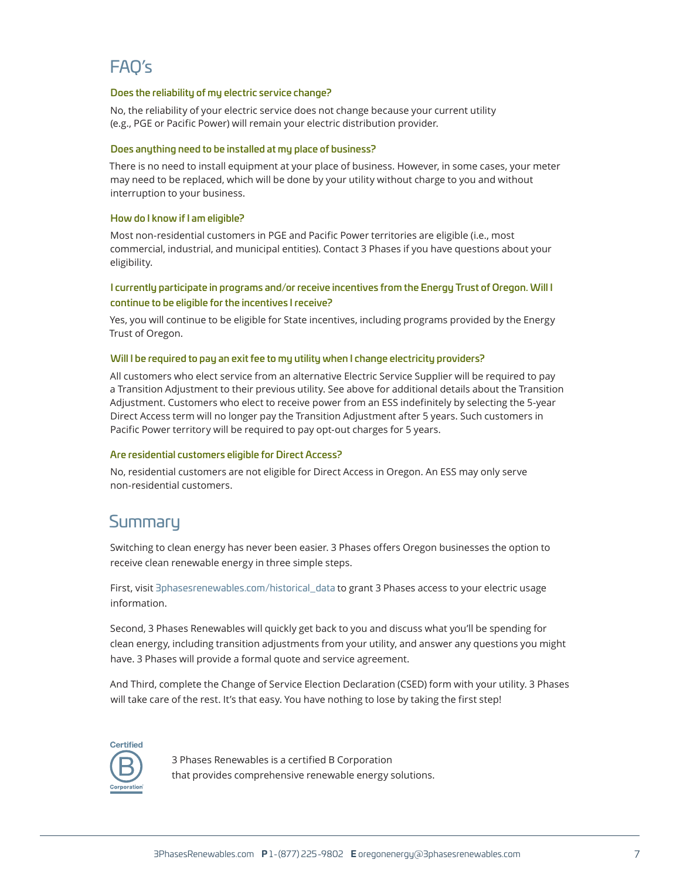## FAQ's

### Does the reliability of my electric service change?

No, the reliability of your electric service does not change because your current utility (e.g., PGE or Pacific Power) will remain your electric distribution provider.

### Does anything need to be installed at my place of business?

There is no need to install equipment at your place of business. However, in some cases, your meter may need to be replaced, which will be done by your utility without charge to you and without interruption to your business.

### How do I know if I am eligible?

Most non-residential customers in PGE and Pacific Power territories are eligible (i.e., most commercial, industrial, and municipal entities). Contact 3 Phases if you have questions about your eligibility.

### I currently participate in programs and/or receive incentives from the Energy Trust of Oregon. Will I continue to be eligible for the incentives I receive?

Yes, you will continue to be eligible for State incentives, including programs provided by the Energy Trust of Oregon.

### Will I be required to pay an exit fee to my utility when I change electricity providers?

All customers who elect service from an alternative Electric Service Supplier will be required to pay a Transition Adjustment to their previous utility. See above for additional details about the Transition Adjustment. Customers who elect to receive power from an ESS indefinitely by selecting the 5-year Direct Access term will no longer pay the Transition Adjustment after 5 years. Such customers in Pacific Power territory will be required to pay opt-out charges for 5 years.

### Are residential customers eligible for Direct Access?

No, residential customers are not eligible for Direct Access in Oregon. An ESS may only serve non-residential customers.

## Summary

Switching to clean energy has never been easier. 3 Phases offers Oregon businesses the option to receive clean renewable energy in three simple steps.

First, visit 3phasesrenewables.com/historical_data to grant 3 Phases access to your electric usage information.

Second, 3 Phases Renewables will quickly get back to you and discuss what you'll be spending for clean energy, including transition adjustments from your utility, and answer any questions you might have. 3 Phases will provide a formal quote and service agreement.

And Third, complete the Change of Service Election Declaration (CSED) form with your utility. 3 Phases will take care of the rest. It's that easy. You have nothing to lose by taking the first step!

Certified B Corporation

3 Phases Renewables is a certified B Corporation that provides comprehensive renewable energy solutions.

3PhasesRenewables.com **P** 1-(877) 225-9802 **E** oregonenergy@3phasesrenewables.com